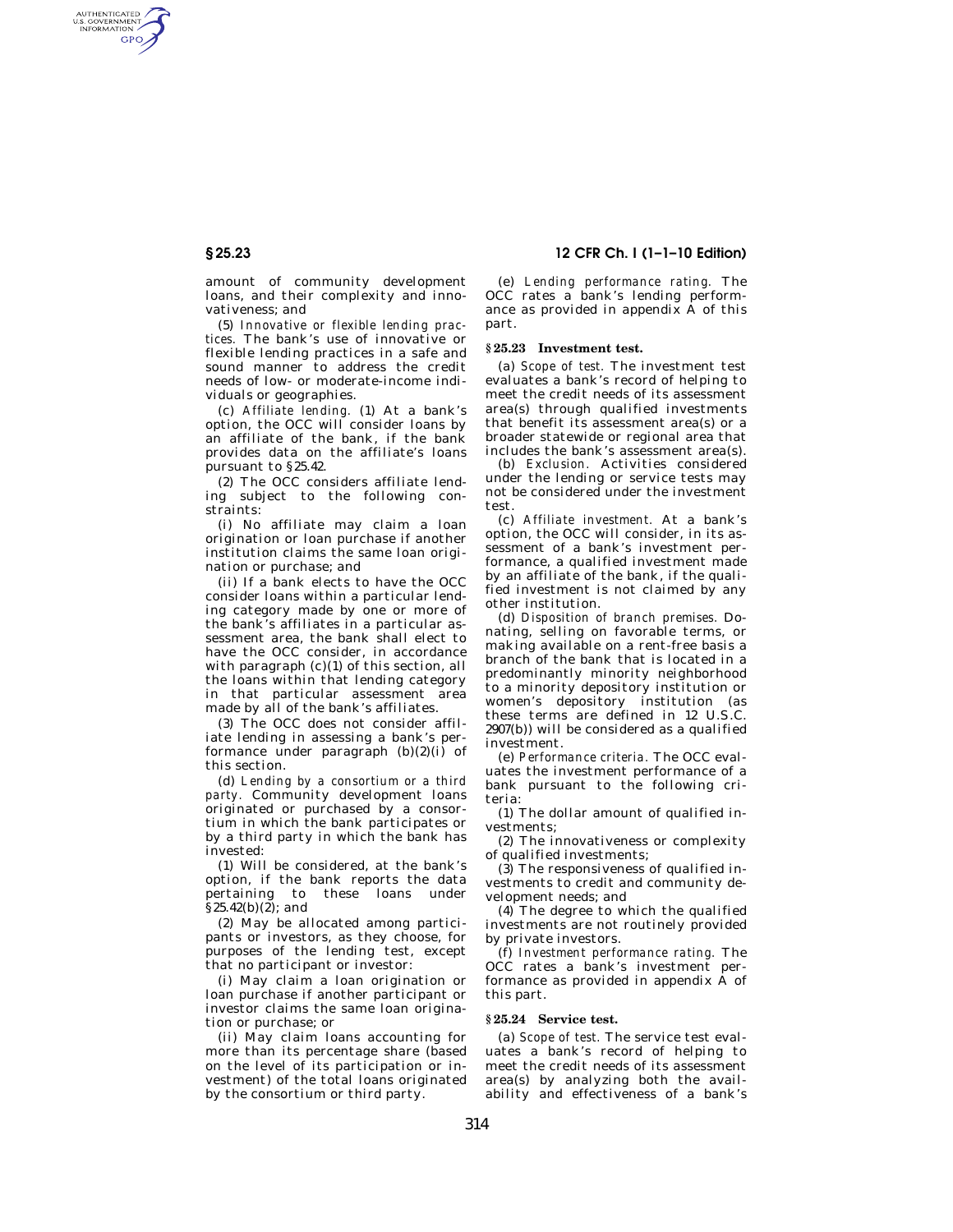amount of community development loans, and their complexity and innovativeness; and

(5) *Innovative or flexible lending practices.* The bank's use of innovative or flexible lending practices in a safe and sound manner to address the credit needs of low- or moderate-income individuals or geographies.

(c) *Affiliate lending.* (1) At a bank's option, the OCC will consider loans by an affiliate of the bank, if the bank provides data on the affiliate's loans pursuant to §25.42.

(2) The OCC considers affiliate lending subject to the following constraints:

(i) No affiliate may claim a loan origination or loan purchase if another institution claims the same loan origination or purchase; and

(ii) If a bank elects to have the OCC consider loans within a particular lending category made by one or more of the bank's affiliates in a particular assessment area, the bank shall elect to have the OCC consider, in accordance with paragraph (c)(1) of this section, all the loans within that lending category in that particular assessment area made by all of the bank's affiliates.

(3) The OCC does not consider affiliate lending in assessing a bank's performance under paragraph (b)(2)(i) of this section.

(d) *Lending by a consortium or a third party.* Community development loans originated or purchased by a consortium in which the bank participates or by a third party in which the bank has invested:

(1) Will be considered, at the bank's option, if the bank reports the data pertaining to these loans under §25.42(b)(2); and

(2) May be allocated among participants or investors, as they choose, for purposes of the lending test, except that no participant or investor:

(i) May claim a loan origination or loan purchase if another participant or investor claims the same loan origination or purchase; or

(ii) May claim loans accounting for more than its percentage share (based on the level of its participation or investment) of the total loans originated by the consortium or third party.

(e) *Lending performance rating.* The OCC rates a bank's lending performance as provided in appendix A of this part.

### §25.23 Investment test.

(a) *Scope of test.* The investment test evaluates a bank's record of helping to meet the credit needs of its assessment area(s) through qualified investments that benefit its assessment area(s) or a broader statewide or regional area that includes the bank's assessment area(s).

(b) *Exclusion.* Activities considered under the lending or service tests may not be considered under the investment test.

(c) *Affiliate investment.* At a bank's option, the OCC will consider, in its assessment of a bank's investment performance, a qualified investment made by an affiliate of the bank, if the qualified investment is not claimed by any other institution.

(d) *Disposition of branch premises.* Donating, selling on favorable terms, or making available on a rent-free basis a branch of the bank that is located in a predominantly minority neighborhood to a minority depository institution or women's depository institution (as these terms are defined in 12 U.S.C. 2907(b)) will be considered as a qualified investment.

(e) *Performance criteria.* The OCC evaluates the investment performance of a bank pursuant to the following criteria:

(1) The dollar amount of qualified investments;

(2) The innovativeness or complexity of qualified investments;

(3) The responsiveness of qualified investments to credit and community development needs; and

(4) The degree to which the qualified investments are not routinely provided by private investors.

(f) *Investment performance rating.* The OCC rates a bank's investment performance as provided in appendix A of this part.

### §25.24 Service test.

(a) *Scope of test.* The service test evaluates a bank's record of helping to meet the credit needs of its assessment area(s) by analyzing both the availability and effectiveness of a bank's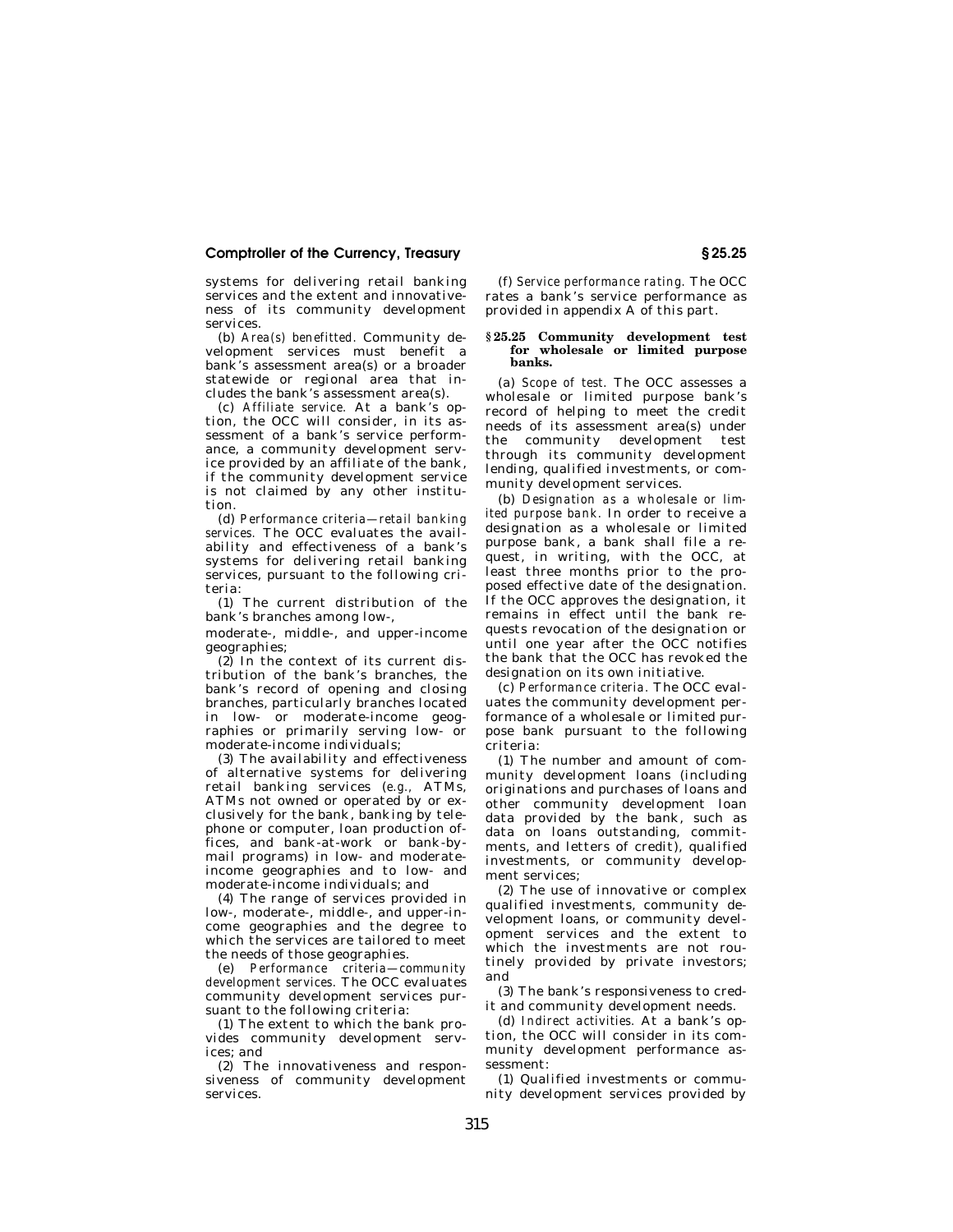systems for delivering retail banking services and the extent and innovativeness of its community development services.

(b) *Area(s) benefitted.* Community development services must benefit a bank's assessment area(s) or a broader statewide or regional area that includes the bank's assessment area(s).

(c) *Affiliate service.* At a bank's option, the OCC will consider, in its assessment of a bank's service performance, a community development service provided by an affiliate of the bank, if the community development service is not claimed by any other institution.

(d) *Performance criteria—retail banking services.* The OCC evaluates the availability and effectiveness of a bank's systems for delivering retail banking services, pursuant to the following criteria:

(1) The current distribution of the bank's branches among low-, moderate-, middle-, and upper-income geographies;

(2) In the context of its current distribution of the bank's branches, the bank's record of opening and closing branches, particularly branches located in low- or moderate-income geographies or primarily serving low- or moderate-income individuals;

(3) The availability and effectiveness of alternative systems for delivering retail banking services (*e.g.*, ATMs, ATMs not owned or operated by or exclusively for the bank, banking by telephone or computer, loan production offices, and bank-at-work or bank-by-mail programs) in low- and moderate-income geographies and to low- and moderate-income individuals; and

(4) The range of services provided in low-, moderate-, middle-, and upper-income geographies and the degree to which the services are tailored to meet the needs of those geographies.

(e) *Performance criteria—community development services.* The OCC evaluates community development services pursuant to the following criteria:

(1) The extent to which the bank provides community development services; and

(2) The innovativeness and responsiveness of community development services.

(f) *Service performance rating.* The OCC rates a bank's service performance as provided in appendix A of this part.

### § 25.25 Community development test for wholesale or limited purpose banks.

(a) *Scope of test.* The OCC assesses a wholesale or limited purpose bank's record of helping to meet the credit needs of its assessment area(s) under the community development test through its community development lending, qualified investments, or community development services.

(b) *Designation as a wholesale or limited purpose bank.* In order to receive a designation as a wholesale or limited purpose bank, a bank shall file a request, in writing, with the OCC, at least three months prior to the proposed effective date of the designation. If the OCC approves the designation, it remains in effect until the bank requests revocation of the designation or until one year after the OCC notifies the bank that the OCC has revoked the designation on its own initiative.

(c) *Performance criteria.* The OCC evaluates the community development performance of a wholesale or limited purpose bank pursuant to the following criteria:

(1) The number and amount of community development loans (including originations and purchases of loans and other community development loan data provided by the bank, such as data on loans outstanding, commitments, and letters of credit), qualified investments, or community development services;

(2) The use of innovative or complex qualified investments, community development loans, or community development services and the extent to which the investments are not routinely provided by private investors; and

(3) The bank's responsiveness to credit and community development needs.

(d) *Indirect activities.* At a bank's option, the OCC will consider in its community development performance assessment:

(1) Qualified investments or community development services provided by